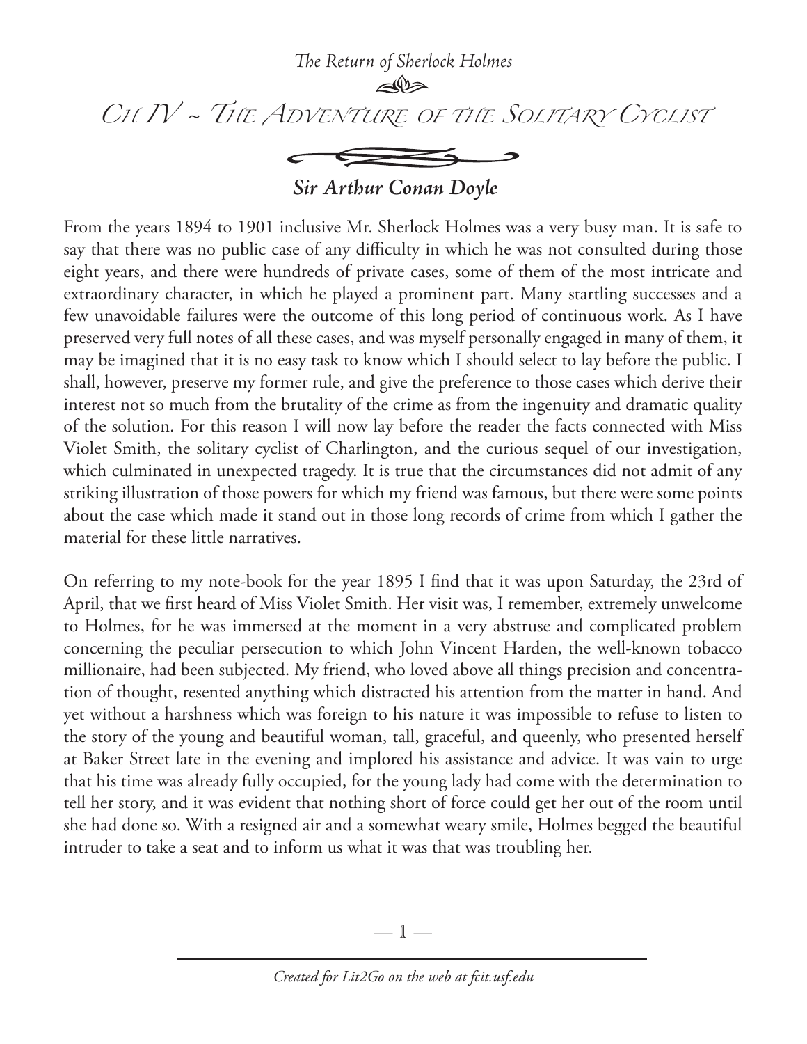*The Return of Sherlock Holmes*

# Ch IV ~ The Adventure of the Solitary Cyclist

***Sir Arthur Conan Doyle***

From the years 1894 to 1901 inclusive Mr. Sherlock Holmes was a very busy man. It is safe to say that there was no public case of any difficulty in which he was not consulted during those eight years, and there were hundreds of private cases, some of them of the most intricate and extraordinary character, in which he played a prominent part. Many startling successes and a few unavoidable failures were the outcome of this long period of continuous work. As I have preserved very full notes of all these cases, and was myself personally engaged in many of them, it may be imagined that it is no easy task to know which I should select to lay before the public. I shall, however, preserve my former rule, and give the preference to those cases which derive their interest not so much from the brutality of the crime as from the ingenuity and dramatic quality of the solution. For this reason I will now lay before the reader the facts connected with Miss Violet Smith, the solitary cyclist of Charlington, and the curious sequel of our investigation, which culminated in unexpected tragedy. It is true that the circumstances did not admit of any striking illustration of those powers for which my friend was famous, but there were some points about the case which made it stand out in those long records of crime from which I gather the material for these little narratives.

On referring to my note-book for the year 1895 I find that it was upon Saturday, the 23rd of April, that we first heard of Miss Violet Smith. Her visit was, I remember, extremely unwelcome to Holmes, for he was immersed at the moment in a very abstruse and complicated problem concerning the peculiar persecution to which John Vincent Harden, the well-known tobacco millionaire, had been subjected. My friend, who loved above all things precision and concentration of thought, resented anything which distracted his attention from the matter in hand. And yet without a harshness which was foreign to his nature it was impossible to refuse to listen to the story of the young and beautiful woman, tall, graceful, and queenly, who presented herself at Baker Street late in the evening and implored his assistance and advice. It was vain to urge that his time was already fully occupied, for the young lady had come with the determination to tell her story, and it was evident that nothing short of force could get her out of the room until she had done so. With a resigned air and a somewhat weary smile, Holmes begged the beautiful intruder to take a seat and to inform us what it was that was troubling her.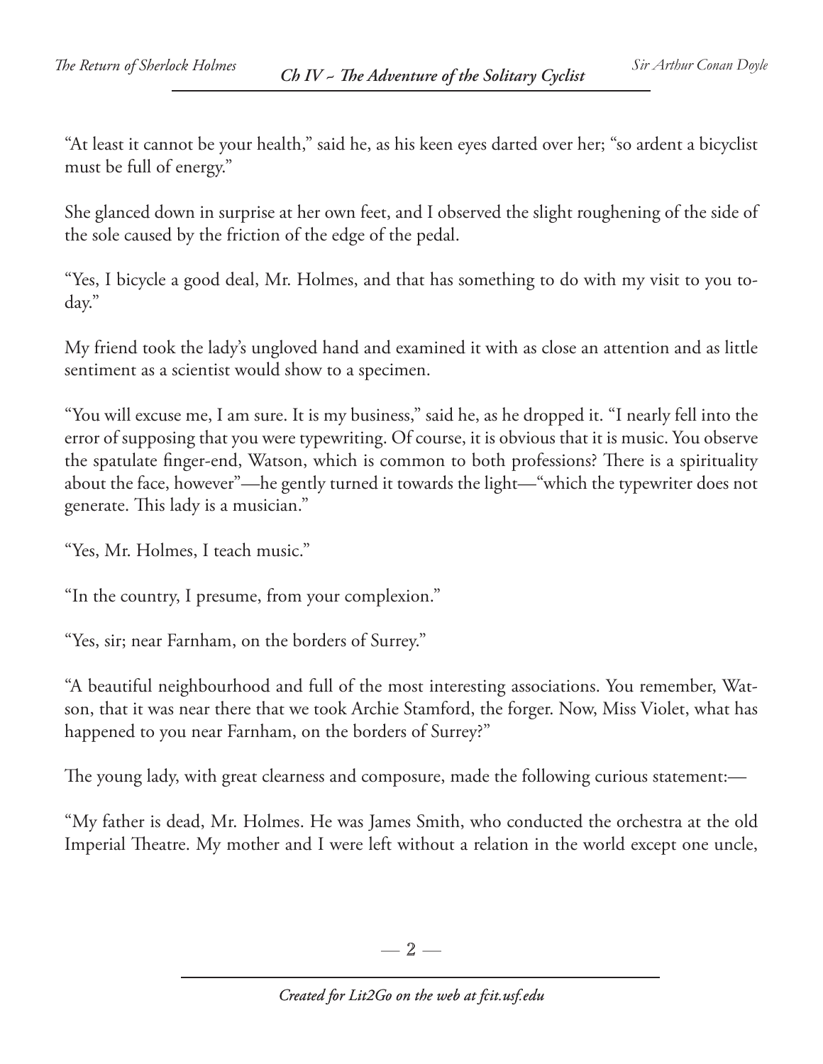"At least it cannot be your health," said he, as his keen eyes darted over her; "so ardent a bicyclist must be full of energy."

She glanced down in surprise at her own feet, and I observed the slight roughening of the side of the sole caused by the friction of the edge of the pedal.

"Yes, I bicycle a good deal, Mr. Holmes, and that has something to do with my visit to you to-day."

My friend took the lady's ungloved hand and examined it with as close an attention and as little sentiment as a scientist would show to a specimen.

"You will excuse me, I am sure. It is my business," said he, as he dropped it. "I nearly fell into the error of supposing that you were typewriting. Of course, it is obvious that it is music. You observe the spatulate finger-end, Watson, which is common to both professions? There is a spirituality about the face, however"—he gently turned it towards the light—"which the typewriter does not generate. This lady is a musician."

"Yes, Mr. Holmes, I teach music."

"In the country, I presume, from your complexion."

"Yes, sir; near Farnham, on the borders of Surrey."

"A beautiful neighbourhood and full of the most interesting associations. You remember, Watson, that it was near there that we took Archie Stamford, the forger. Now, Miss Violet, what has happened to you near Farnham, on the borders of Surrey?"

The young lady, with great clearness and composure, made the following curious statement:—

"My father is dead, Mr. Holmes. He was James Smith, who conducted the orchestra at the old Imperial Theatre. My mother and I were left without a relation in the world except one uncle,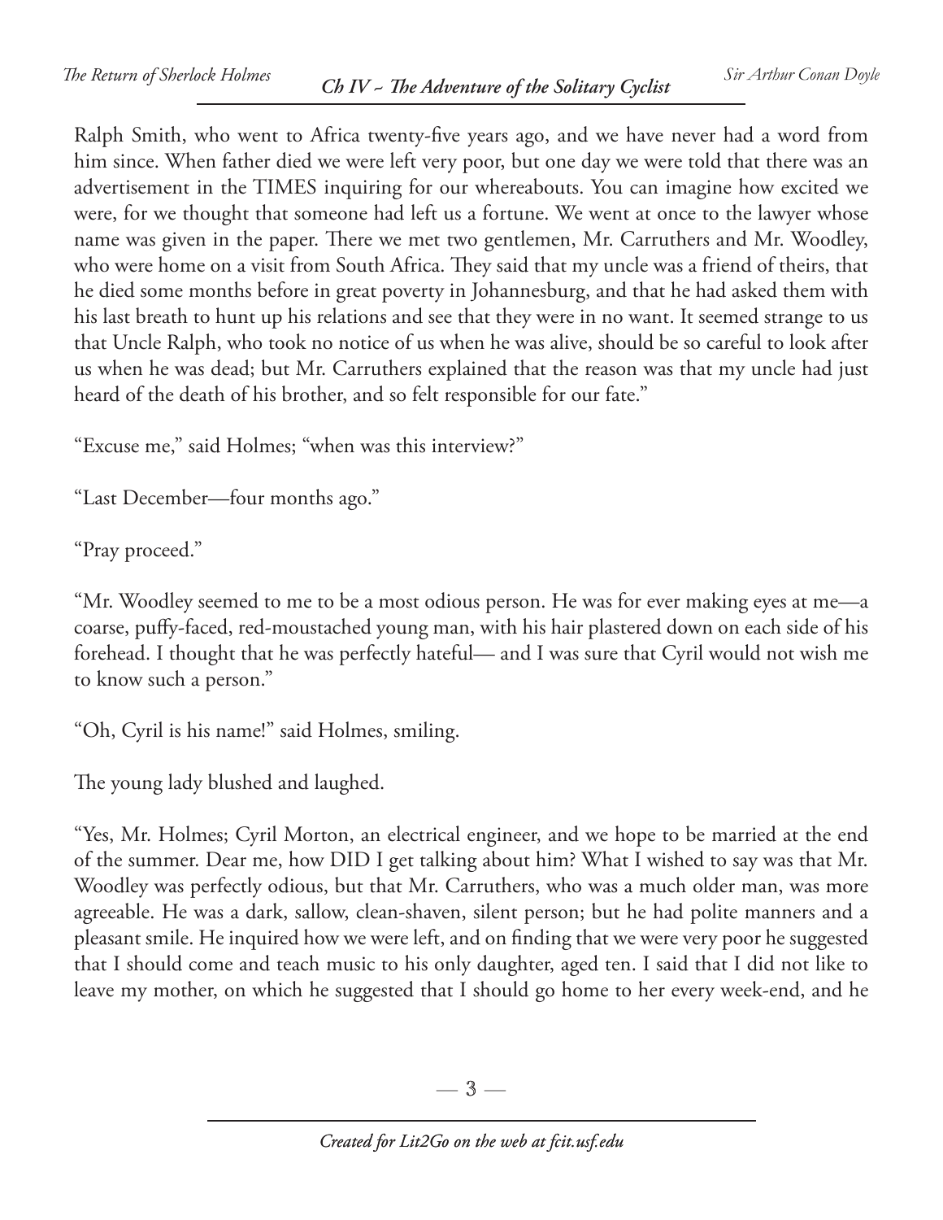Ralph Smith, who went to Africa twenty-five years ago, and we have never had a word from him since. When father died we were left very poor, but one day we were told that there was an advertisement in the TIMES inquiring for our whereabouts. You can imagine how excited we were, for we thought that someone had left us a fortune. We went at once to the lawyer whose name was given in the paper. There we met two gentlemen, Mr. Carruthers and Mr. Woodley, who were home on a visit from South Africa. They said that my uncle was a friend of theirs, that he died some months before in great poverty in Johannesburg, and that he had asked them with his last breath to hunt up his relations and see that they were in no want. It seemed strange to us that Uncle Ralph, who took no notice of us when he was alive, should be so careful to look after us when he was dead; but Mr. Carruthers explained that the reason was that my uncle had just heard of the death of his brother, and so felt responsible for our fate."

"Excuse me," said Holmes; "when was this interview?"

"Last December—four months ago."

"Pray proceed."

"Mr. Woodley seemed to me to be a most odious person. He was for ever making eyes at me—a coarse, puffy-faced, red-moustached young man, with his hair plastered down on each side of his forehead. I thought that he was perfectly hateful— and I was sure that Cyril would not wish me to know such a person."

"Oh, Cyril is his name!" said Holmes, smiling.

The young lady blushed and laughed.

"Yes, Mr. Holmes; Cyril Morton, an electrical engineer, and we hope to be married at the end of the summer. Dear me, how DID I get talking about him? What I wished to say was that Mr. Woodley was perfectly odious, but that Mr. Carruthers, who was a much older man, was more agreeable. He was a dark, sallow, clean-shaven, silent person; but he had polite manners and a pleasant smile. He inquired how we were left, and on finding that we were very poor he suggested that I should come and teach music to his only daughter, aged ten. I said that I did not like to leave my mother, on which he suggested that I should go home to her every week-end, and he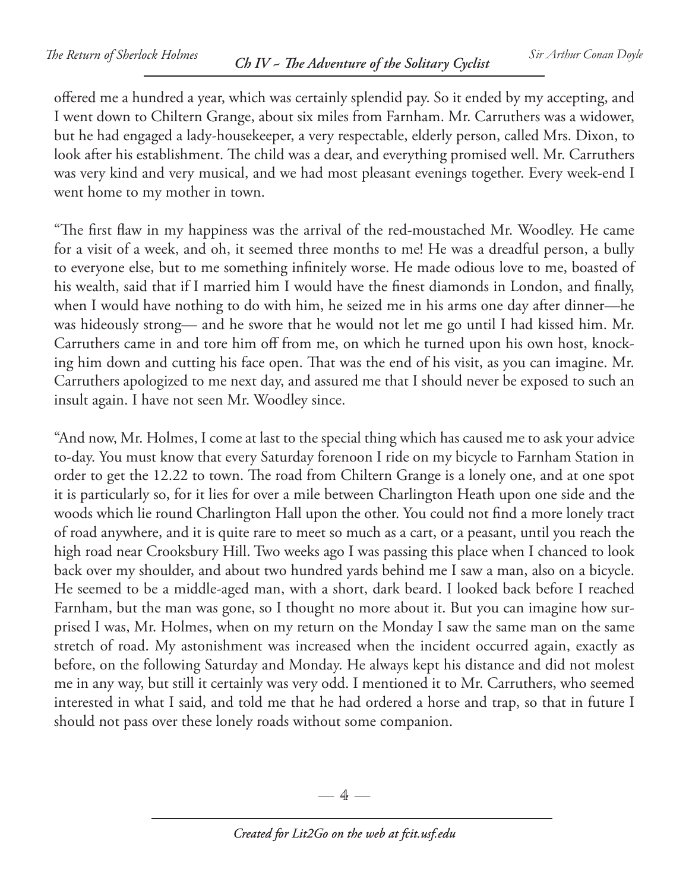offered me a hundred a year, which was certainly splendid pay. So it ended by my accepting, and I went down to Chiltern Grange, about six miles from Farnham. Mr. Carruthers was a widower, but he had engaged a lady-housekeeper, a very respectable, elderly person, called Mrs. Dixon, to look after his establishment. The child was a dear, and everything promised well. Mr. Carruthers was very kind and very musical, and we had most pleasant evenings together. Every week-end I went home to my mother in town.

"The first flaw in my happiness was the arrival of the red-moustached Mr. Woodley. He came for a visit of a week, and oh, it seemed three months to me! He was a dreadful person, a bully to everyone else, but to me something infinitely worse. He made odious love to me, boasted of his wealth, said that if I married him I would have the finest diamonds in London, and finally, when I would have nothing to do with him, he seized me in his arms one day after dinner—he was hideously strong— and he swore that he would not let me go until I had kissed him. Mr. Carruthers came in and tore him off from me, on which he turned upon his own host, knocking him down and cutting his face open. That was the end of his visit, as you can imagine. Mr. Carruthers apologized to me next day, and assured me that I should never be exposed to such an insult again. I have not seen Mr. Woodley since.

"And now, Mr. Holmes, I come at last to the special thing which has caused me to ask your advice to-day. You must know that every Saturday forenoon I ride on my bicycle to Farnham Station in order to get the 12.22 to town. The road from Chiltern Grange is a lonely one, and at one spot it is particularly so, for it lies for over a mile between Charlington Heath upon one side and the woods which lie round Charlington Hall upon the other. You could not find a more lonely tract of road anywhere, and it is quite rare to meet so much as a cart, or a peasant, until you reach the high road near Crooksbury Hill. Two weeks ago I was passing this place when I chanced to look back over my shoulder, and about two hundred yards behind me I saw a man, also on a bicycle. He seemed to be a middle-aged man, with a short, dark beard. I looked back before I reached Farnham, but the man was gone, so I thought no more about it. But you can imagine how surprised I was, Mr. Holmes, when on my return on the Monday I saw the same man on the same stretch of road. My astonishment was increased when the incident occurred again, exactly as before, on the following Saturday and Monday. He always kept his distance and did not molest me in any way, but still it certainly was very odd. I mentioned it to Mr. Carruthers, who seemed interested in what I said, and told me that he had ordered a horse and trap, so that in future I should not pass over these lonely roads without some companion.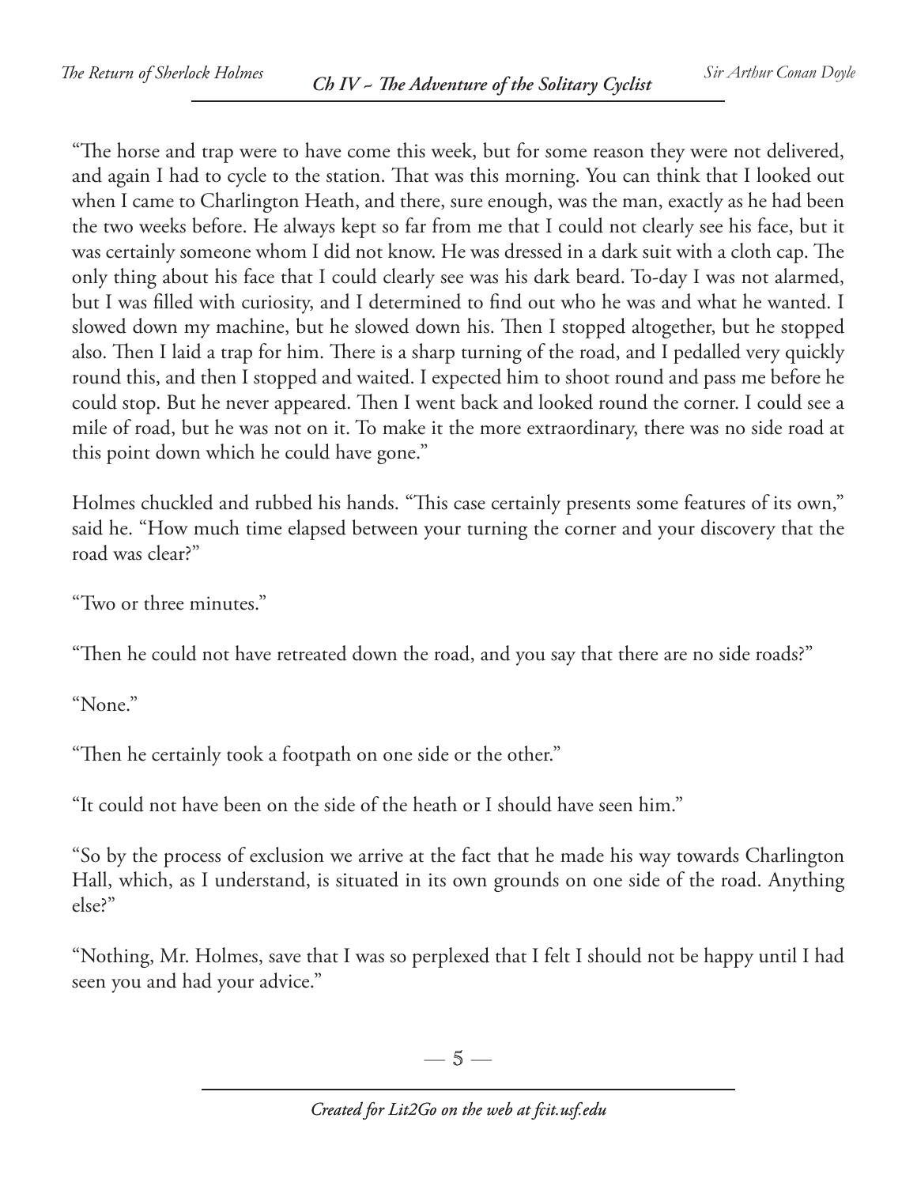"The horse and trap were to have come this week, but for some reason they were not delivered, and again I had to cycle to the station. That was this morning. You can think that I looked out when I came to Charlington Heath, and there, sure enough, was the man, exactly as he had been the two weeks before. He always kept so far from me that I could not clearly see his face, but it was certainly someone whom I did not know. He was dressed in a dark suit with a cloth cap. The only thing about his face that I could clearly see was his dark beard. To-day I was not alarmed, but I was filled with curiosity, and I determined to find out who he was and what he wanted. I slowed down my machine, but he slowed down his. Then I stopped altogether, but he stopped also. Then I laid a trap for him. There is a sharp turning of the road, and I pedalled very quickly round this, and then I stopped and waited. I expected him to shoot round and pass me before he could stop. But he never appeared. Then I went back and looked round the corner. I could see a mile of road, but he was not on it. To make it the more extraordinary, there was no side road at this point down which he could have gone."

Holmes chuckled and rubbed his hands. "This case certainly presents some features of its own," said he. "How much time elapsed between your turning the corner and your discovery that the road was clear?"

"Two or three minutes."

"Then he could not have retreated down the road, and you say that there are no side roads?"

"None."

"Then he certainly took a footpath on one side or the other."

"It could not have been on the side of the heath or I should have seen him."

"So by the process of exclusion we arrive at the fact that he made his way towards Charlington Hall, which, as I understand, is situated in its own grounds on one side of the road. Anything else?"

"Nothing, Mr. Holmes, save that I was so perplexed that I felt I should not be happy until I had seen you and had your advice."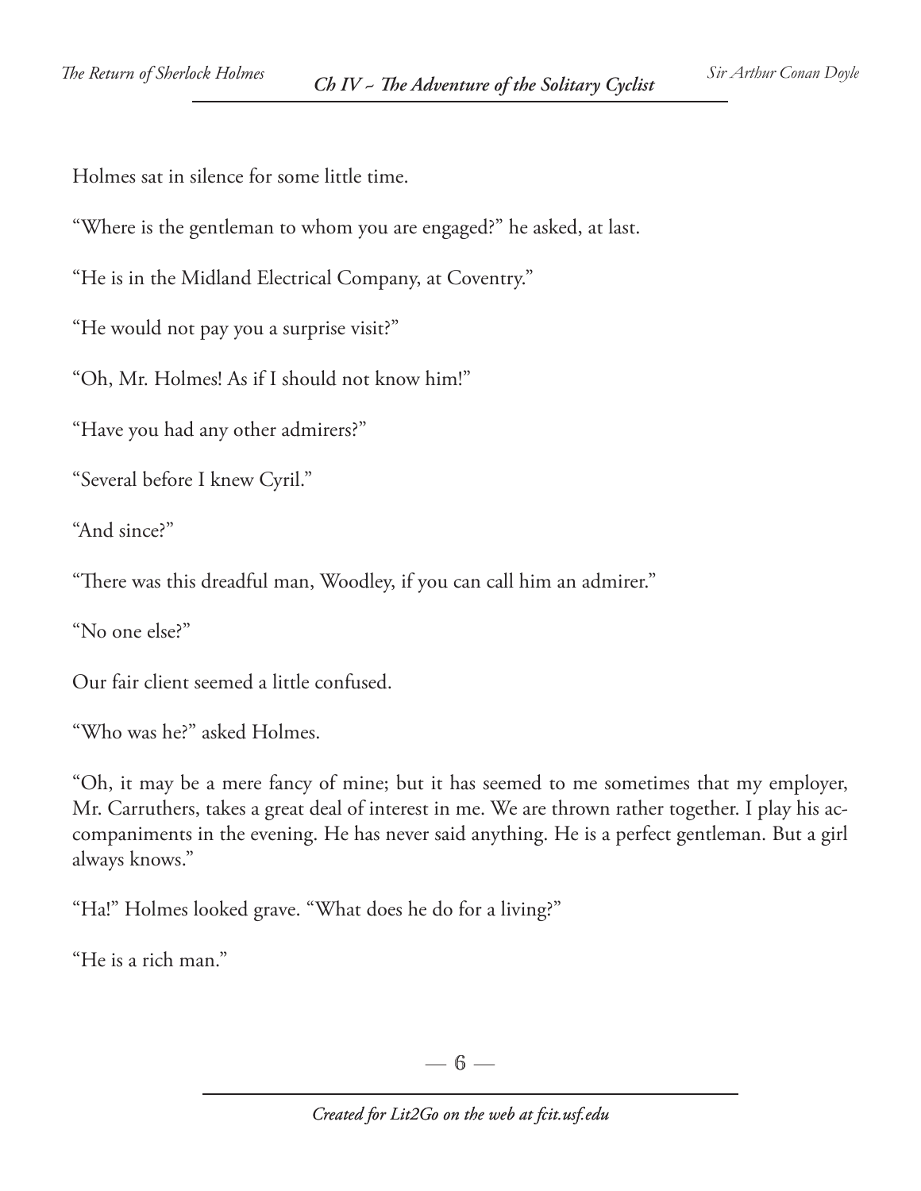Holmes sat in silence for some little time.

"Where is the gentleman to whom you are engaged?" he asked, at last.

"He is in the Midland Electrical Company, at Coventry."

"He would not pay you a surprise visit?"

"Oh, Mr. Holmes! As if I should not know him!"

"Have you had any other admirers?"

"Several before I knew Cyril."

"And since?"

"There was this dreadful man, Woodley, if you can call him an admirer."

"No one else?"

Our fair client seemed a little confused.

"Who was he?" asked Holmes.

"Oh, it may be a mere fancy of mine; but it has seemed to me sometimes that my employer, Mr. Carruthers, takes a great deal of interest in me. We are thrown rather together. I play his accompaniments in the evening. He has never said anything. He is a perfect gentleman. But a girl always knows."

"Ha!" Holmes looked grave. "What does he do for a living?"

"He is a rich man."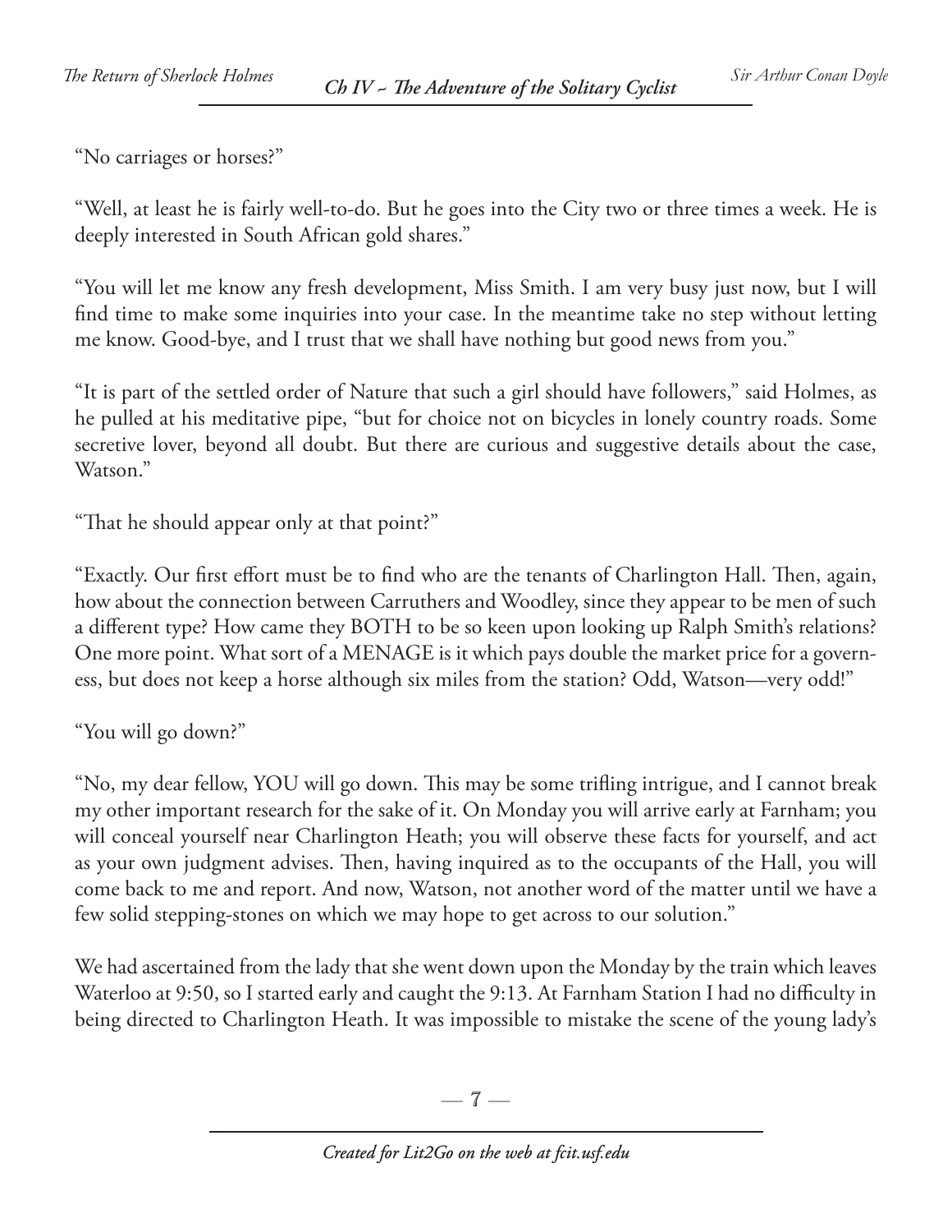"No carriages or horses?"

"Well, at least he is fairly well-to-do. But he goes into the City two or three times a week. He is deeply interested in South African gold shares."

"You will let me know any fresh development, Miss Smith. I am very busy just now, but I will find time to make some inquiries into your case. In the meantime take no step without letting me know. Good-bye, and I trust that we shall have nothing but good news from you."

"It is part of the settled order of Nature that such a girl should have followers," said Holmes, as he pulled at his meditative pipe, "but for choice not on bicycles in lonely country roads. Some secretive lover, beyond all doubt. But there are curious and suggestive details about the case, Watson."

"That he should appear only at that point?"

"Exactly. Our first effort must be to find who are the tenants of Charlington Hall. Then, again, how about the connection between Carruthers and Woodley, since they appear to be men of such a different type? How came they BOTH to be so keen upon looking up Ralph Smith's relations? One more point. What sort of a MENAGE is it which pays double the market price for a governess, but does not keep a horse although six miles from the station? Odd, Watson—very odd!"

"You will go down?"

"No, my dear fellow, YOU will go down. This may be some trifling intrigue, and I cannot break my other important research for the sake of it. On Monday you will arrive early at Farnham; you will conceal yourself near Charlington Heath; you will observe these facts for yourself, and act as your own judgment advises. Then, having inquired as to the occupants of the Hall, you will come back to me and report. And now, Watson, not another word of the matter until we have a few solid stepping-stones on which we may hope to get across to our solution."

We had ascertained from the lady that she went down upon the Monday by the train which leaves Waterloo at 9:50, so I started early and caught the 9:13. At Farnham Station I had no difficulty in being directed to Charlington Heath. It was impossible to mistake the scene of the young lady's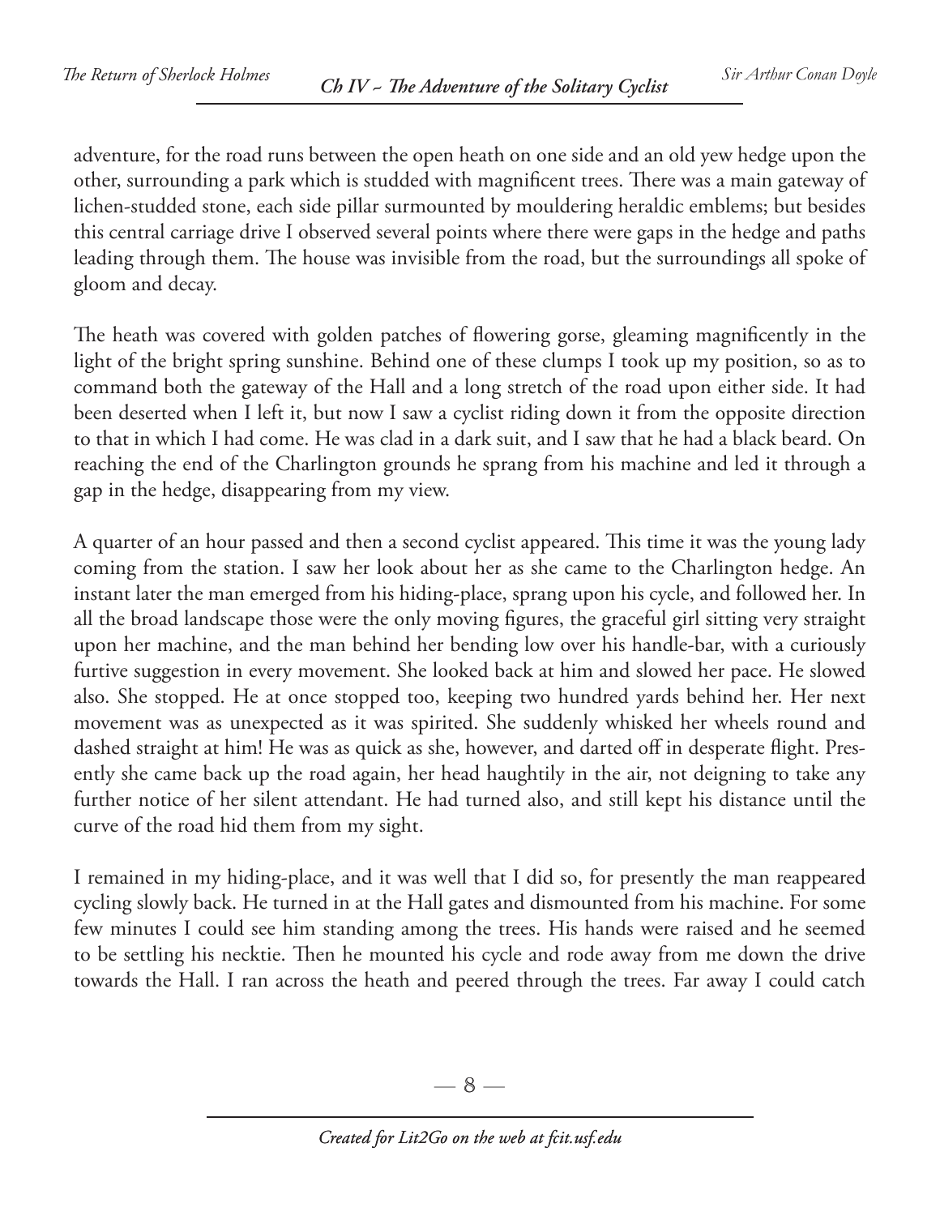adventure, for the road runs between the open heath on one side and an old yew hedge upon the other, surrounding a park which is studded with magnificent trees. There was a main gateway of lichen-studded stone, each side pillar surmounted by mouldering heraldic emblems; but besides this central carriage drive I observed several points where there were gaps in the hedge and paths leading through them. The house was invisible from the road, but the surroundings all spoke of gloom and decay.

The heath was covered with golden patches of flowering gorse, gleaming magnificently in the light of the bright spring sunshine. Behind one of these clumps I took up my position, so as to command both the gateway of the Hall and a long stretch of the road upon either side. It had been deserted when I left it, but now I saw a cyclist riding down it from the opposite direction to that in which I had come. He was clad in a dark suit, and I saw that he had a black beard. On reaching the end of the Charlington grounds he sprang from his machine and led it through a gap in the hedge, disappearing from my view.

A quarter of an hour passed and then a second cyclist appeared. This time it was the young lady coming from the station. I saw her look about her as she came to the Charlington hedge. An instant later the man emerged from his hiding-place, sprang upon his cycle, and followed her. In all the broad landscape those were the only moving figures, the graceful girl sitting very straight upon her machine, and the man behind her bending low over his handle-bar, with a curiously furtive suggestion in every movement. She looked back at him and slowed her pace. He slowed also. She stopped. He at once stopped too, keeping two hundred yards behind her. Her next movement was as unexpected as it was spirited. She suddenly whisked her wheels round and dashed straight at him! He was as quick as she, however, and darted off in desperate flight. Presently she came back up the road again, her head haughtily in the air, not deigning to take any further notice of her silent attendant. He had turned also, and still kept his distance until the curve of the road hid them from my sight.

I remained in my hiding-place, and it was well that I did so, for presently the man reappeared cycling slowly back. He turned in at the Hall gates and dismounted from his machine. For some few minutes I could see him standing among the trees. His hands were raised and he seemed to be settling his necktie. Then he mounted his cycle and rode away from me down the drive towards the Hall. I ran across the heath and peered through the trees. Far away I could catch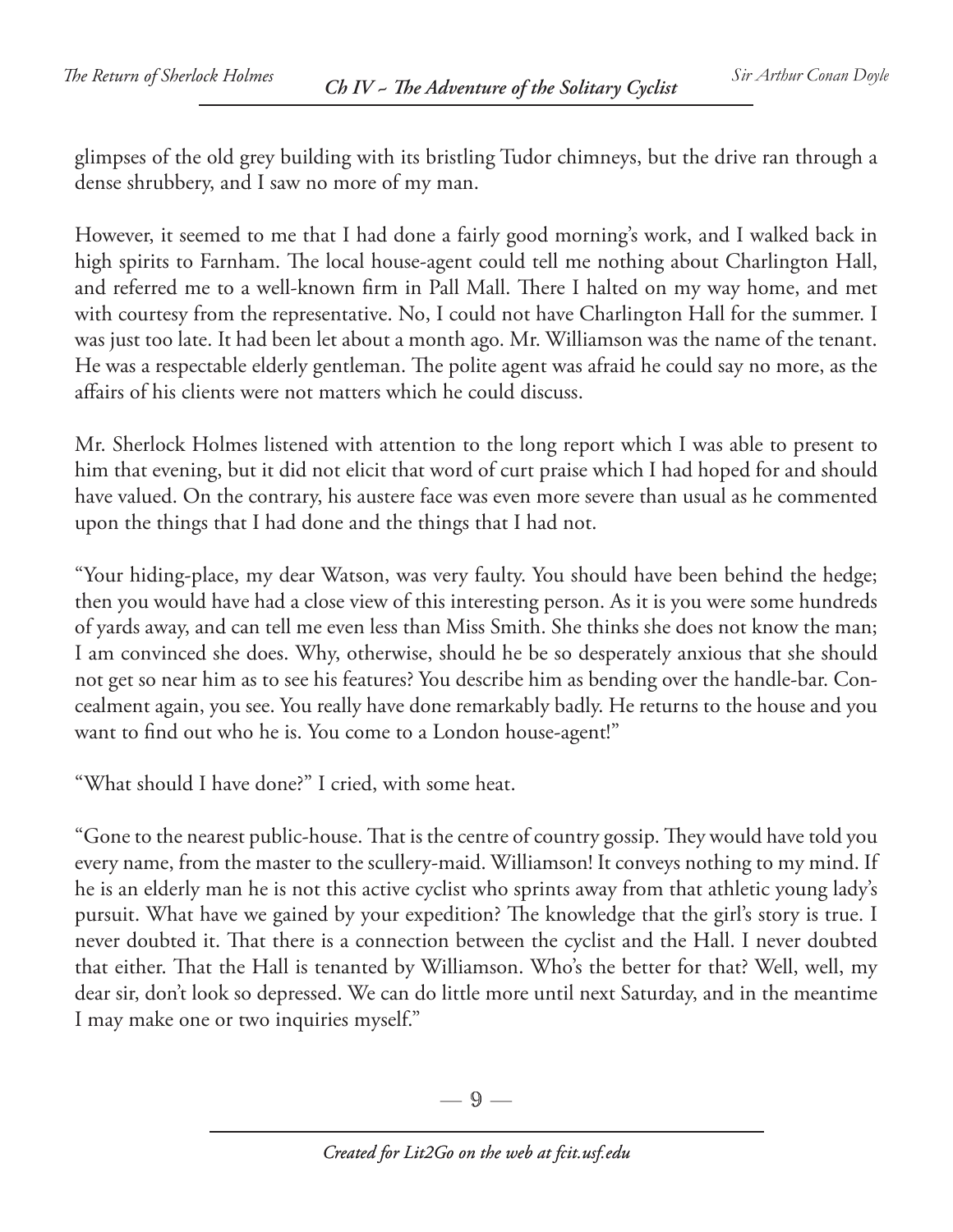glimpses of the old grey building with its bristling Tudor chimneys, but the drive ran through a dense shrubbery, and I saw no more of my man.

However, it seemed to me that I had done a fairly good morning's work, and I walked back in high spirits to Farnham. The local house-agent could tell me nothing about Charlington Hall, and referred me to a well-known firm in Pall Mall. There I halted on my way home, and met with courtesy from the representative. No, I could not have Charlington Hall for the summer. I was just too late. It had been let about a month ago. Mr. Williamson was the name of the tenant. He was a respectable elderly gentleman. The polite agent was afraid he could say no more, as the affairs of his clients were not matters which he could discuss.

Mr. Sherlock Holmes listened with attention to the long report which I was able to present to him that evening, but it did not elicit that word of curt praise which I had hoped for and should have valued. On the contrary, his austere face was even more severe than usual as he commented upon the things that I had done and the things that I had not.

"Your hiding-place, my dear Watson, was very faulty. You should have been behind the hedge; then you would have had a close view of this interesting person. As it is you were some hundreds of yards away, and can tell me even less than Miss Smith. She thinks she does not know the man; I am convinced she does. Why, otherwise, should he be so desperately anxious that she should not get so near him as to see his features? You describe him as bending over the handle-bar. Concealment again, you see. You really have done remarkably badly. He returns to the house and you want to find out who he is. You come to a London house-agent!"

"What should I have done?" I cried, with some heat.

"Gone to the nearest public-house. That is the centre of country gossip. They would have told you every name, from the master to the scullery-maid. Williamson! It conveys nothing to my mind. If he is an elderly man he is not this active cyclist who sprints away from that athletic young lady's pursuit. What have we gained by your expedition? The knowledge that the girl's story is true. I never doubted it. That there is a connection between the cyclist and the Hall. I never doubted that either. That the Hall is tenanted by Williamson. Who's the better for that? Well, well, my dear sir, don't look so depressed. We can do little more until next Saturday, and in the meantime I may make one or two inquiries myself."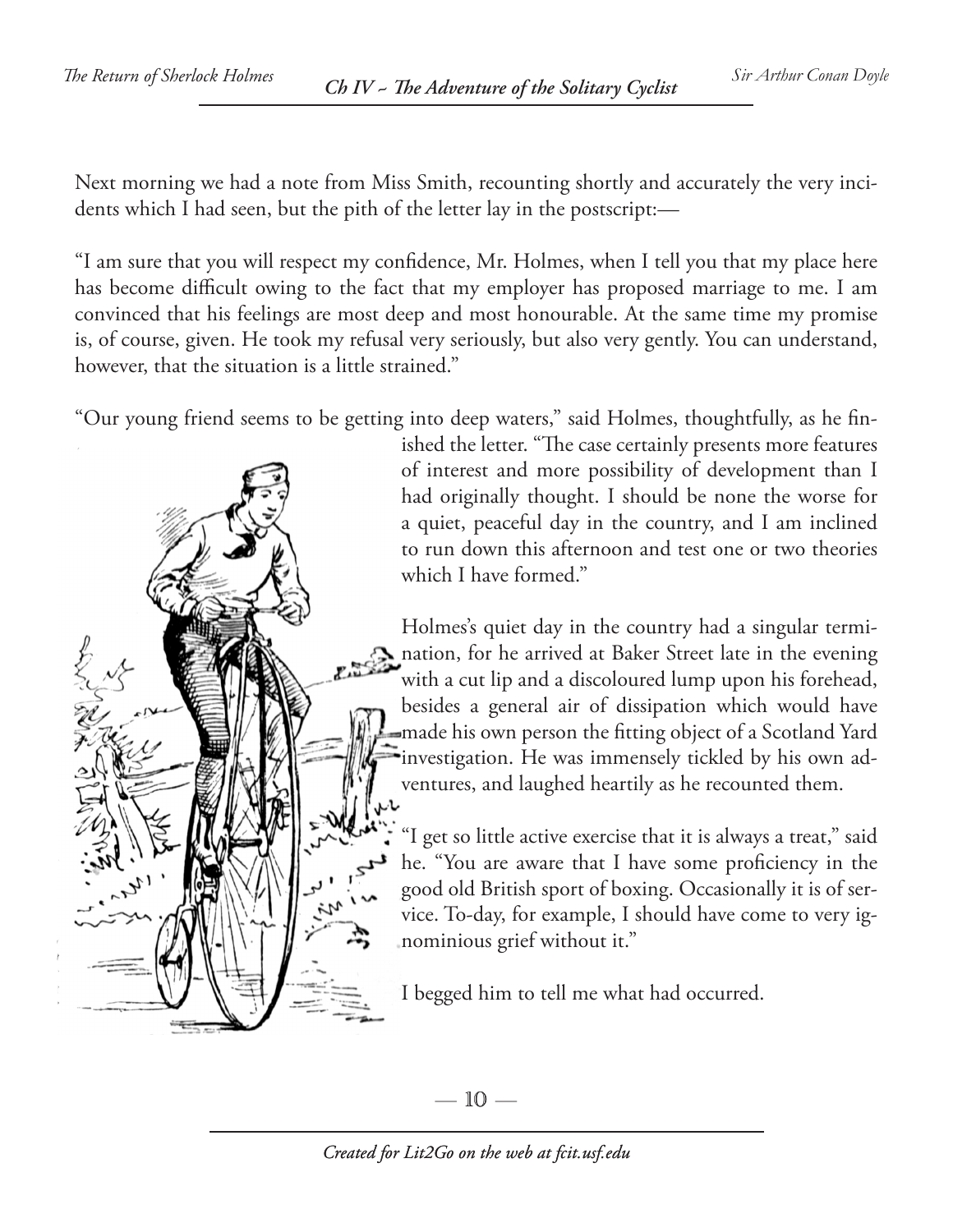Next morning we had a note from Miss Smith, recounting shortly and accurately the very incidents which I had seen, but the pith of the letter lay in the postscript:—

"I am sure that you will respect my confidence, Mr. Holmes, when I tell you that my place here has become difficult owing to the fact that my employer has proposed marriage to me. I am convinced that his feelings are most deep and most honourable. At the same time my promise is, of course, given. He took my refusal very seriously, but also very gently. You can understand, however, that the situation is a little strained."

"Our young friend seems to be getting into deep waters," said Holmes, thoughtfully, as he finished the letter. "The case certainly presents more features of interest and more possibility of development than I had originally thought. I should be none the worse for a quiet, peaceful day in the country, and I am inclined to run down this afternoon and test one or two theories which I have formed."

Holmes's quiet day in the country had a singular termination, for he arrived at Baker Street late in the evening with a cut lip and a discoloured lump upon his forehead, besides a general air of dissipation which would have made his own person the fitting object of a Scotland Yard investigation. He was immensely tickled by his own adventures, and laughed heartily as he recounted them.

"I get so little active exercise that it is always a treat," said he. "You are aware that I have some proficiency in the good old British sport of boxing. Occasionally it is of service. To-day, for example, I should have come to very ignominious grief without it."

I begged him to tell me what had occurred.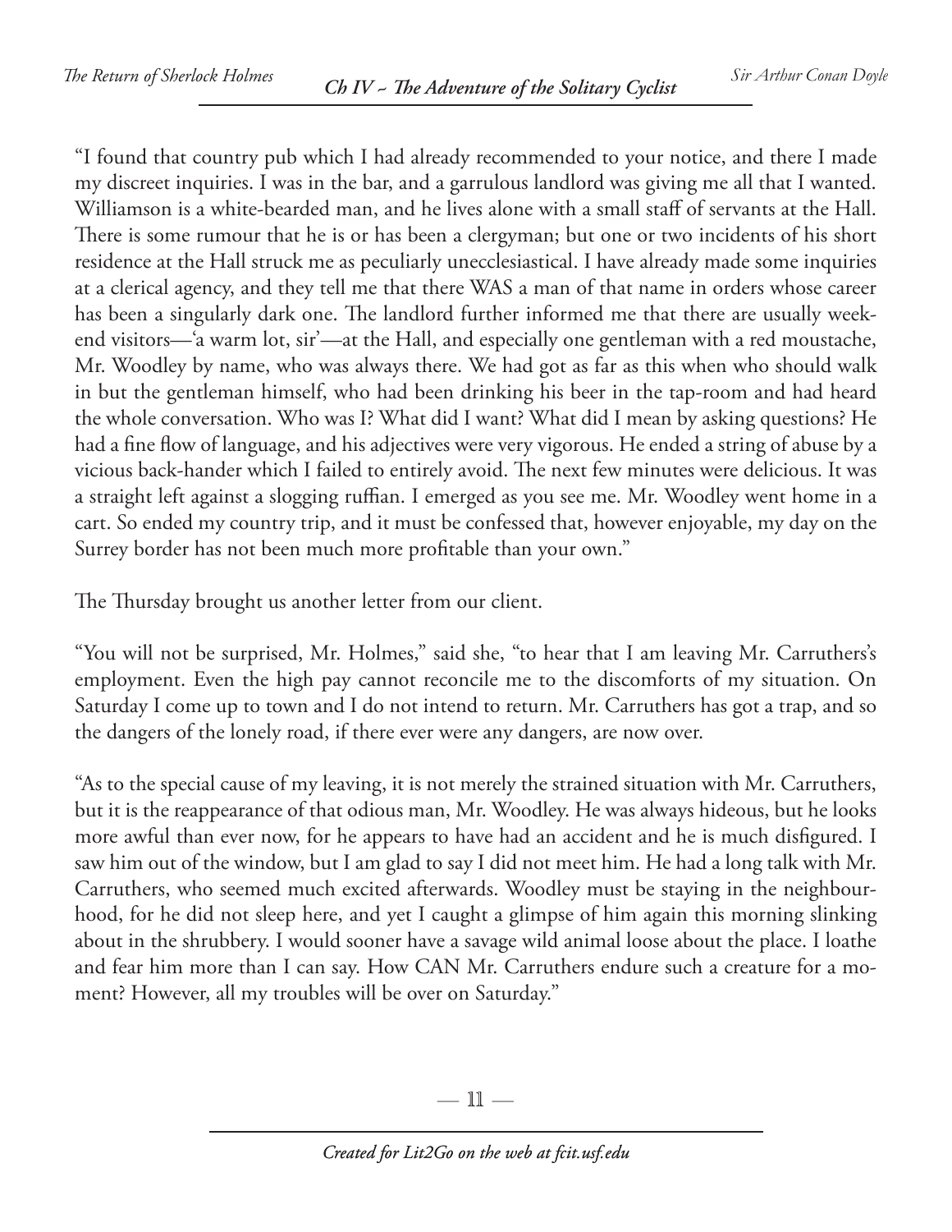"I found that country pub which I had already recommended to your notice, and there I made my discreet inquiries. I was in the bar, and a garrulous landlord was giving me all that I wanted. Williamson is a white-bearded man, and he lives alone with a small staff of servants at the Hall. There is some rumour that he is or has been a clergyman; but one or two incidents of his short residence at the Hall struck me as peculiarly unecclesiastical. I have already made some inquiries at a clerical agency, and they tell me that there WAS a man of that name in orders whose career has been a singularly dark one. The landlord further informed me that there are usually week-end visitors—'a warm lot, sir'—at the Hall, and especially one gentleman with a red moustache, Mr. Woodley by name, who was always there. We had got as far as this when who should walk in but the gentleman himself, who had been drinking his beer in the tap-room and had heard the whole conversation. Who was I? What did I want? What did I mean by asking questions? He had a fine flow of language, and his adjectives were very vigorous. He ended a string of abuse by a vicious back-hander which I failed to entirely avoid. The next few minutes were delicious. It was a straight left against a slogging ruffian. I emerged as you see me. Mr. Woodley went home in a cart. So ended my country trip, and it must be confessed that, however enjoyable, my day on the Surrey border has not been much more profitable than your own."

The Thursday brought us another letter from our client.

"You will not be surprised, Mr. Holmes," said she, "to hear that I am leaving Mr. Carruthers's employment. Even the high pay cannot reconcile me to the discomforts of my situation. On Saturday I come up to town and I do not intend to return. Mr. Carruthers has got a trap, and so the dangers of the lonely road, if there ever were any dangers, are now over.

"As to the special cause of my leaving, it is not merely the strained situation with Mr. Carruthers, but it is the reappearance of that odious man, Mr. Woodley. He was always hideous, but he looks more awful than ever now, for he appears to have had an accident and he is much disfigured. I saw him out of the window, but I am glad to say I did not meet him. He had a long talk with Mr. Carruthers, who seemed much excited afterwards. Woodley must be staying in the neighbourhood, for he did not sleep here, and yet I caught a glimpse of him again this morning slinking about in the shrubbery. I would sooner have a savage wild animal loose about the place. I loathe and fear him more than I can say. How CAN Mr. Carruthers endure such a creature for a moment? However, all my troubles will be over on Saturday."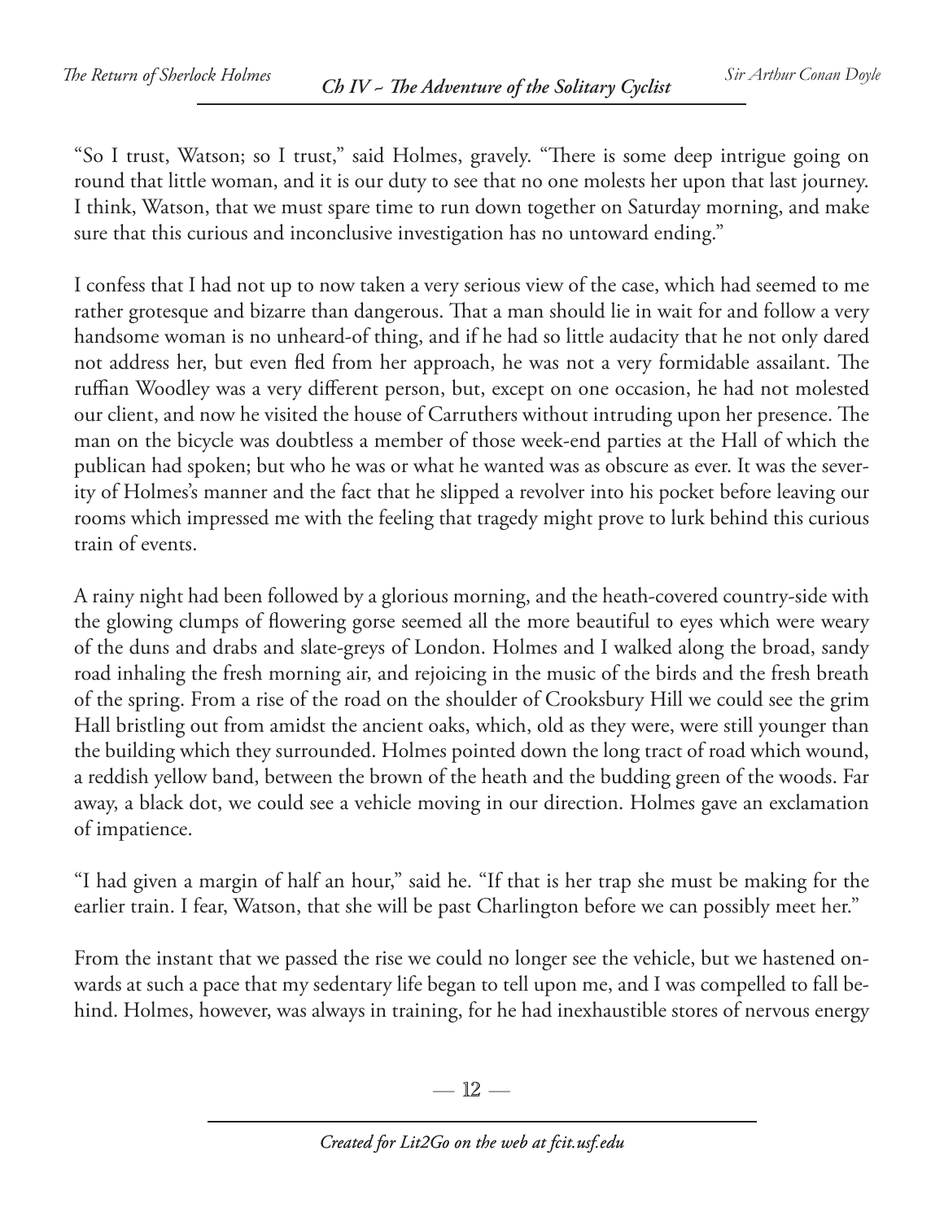"So I trust, Watson; so I trust," said Holmes, gravely. "There is some deep intrigue going on round that little woman, and it is our duty to see that no one molests her upon that last journey. I think, Watson, that we must spare time to run down together on Saturday morning, and make sure that this curious and inconclusive investigation has no untoward ending."

I confess that I had not up to now taken a very serious view of the case, which had seemed to me rather grotesque and bizarre than dangerous. That a man should lie in wait for and follow a very handsome woman is no unheard-of thing, and if he had so little audacity that he not only dared not address her, but even fled from her approach, he was not a very formidable assailant. The ruffian Woodley was a very different person, but, except on one occasion, he had not molested our client, and now he visited the house of Carruthers without intruding upon her presence. The man on the bicycle was doubtless a member of those week-end parties at the Hall of which the publican had spoken; but who he was or what he wanted was as obscure as ever. It was the severity of Holmes's manner and the fact that he slipped a revolver into his pocket before leaving our rooms which impressed me with the feeling that tragedy might prove to lurk behind this curious train of events.

A rainy night had been followed by a glorious morning, and the heath-covered country-side with the glowing clumps of flowering gorse seemed all the more beautiful to eyes which were weary of the duns and drabs and slate-greys of London. Holmes and I walked along the broad, sandy road inhaling the fresh morning air, and rejoicing in the music of the birds and the fresh breath of the spring. From a rise of the road on the shoulder of Crooksbury Hill we could see the grim Hall bristling out from amidst the ancient oaks, which, old as they were, were still younger than the building which they surrounded. Holmes pointed down the long tract of road which wound, a reddish yellow band, between the brown of the heath and the budding green of the woods. Far away, a black dot, we could see a vehicle moving in our direction. Holmes gave an exclamation of impatience.

"I had given a margin of half an hour," said he. "If that is her trap she must be making for the earlier train. I fear, Watson, that she will be past Charlington before we can possibly meet her."

From the instant that we passed the rise we could no longer see the vehicle, but we hastened onwards at such a pace that my sedentary life began to tell upon me, and I was compelled to fall behind. Holmes, however, was always in training, for he had inexhaustible stores of nervous energy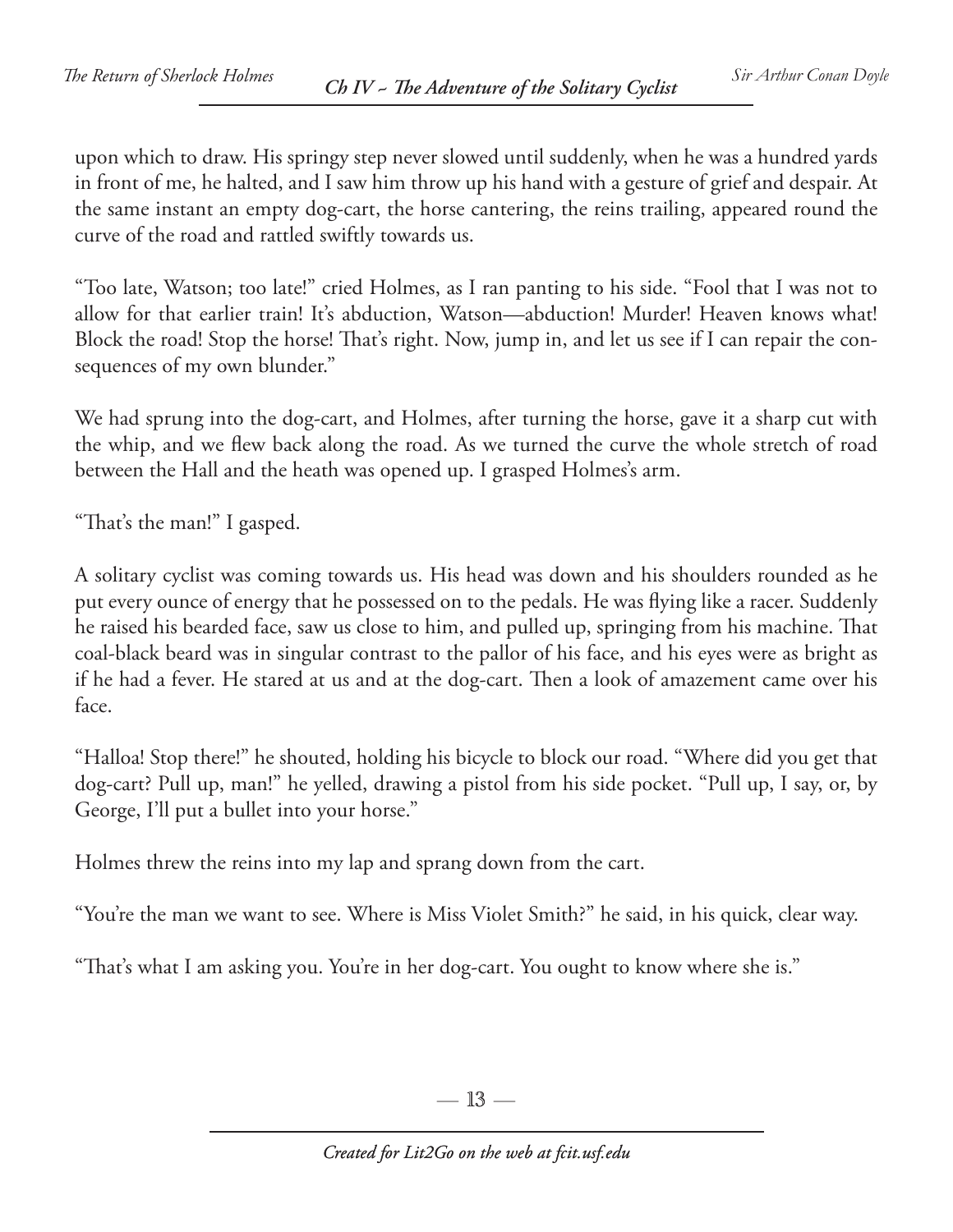upon which to draw. His springy step never slowed until suddenly, when he was a hundred yards in front of me, he halted, and I saw him throw up his hand with a gesture of grief and despair. At the same instant an empty dog-cart, the horse cantering, the reins trailing, appeared round the curve of the road and rattled swiftly towards us.

"Too late, Watson; too late!" cried Holmes, as I ran panting to his side. "Fool that I was not to allow for that earlier train! It's abduction, Watson—abduction! Murder! Heaven knows what! Block the road! Stop the horse! That's right. Now, jump in, and let us see if I can repair the consequences of my own blunder."

We had sprung into the dog-cart, and Holmes, after turning the horse, gave it a sharp cut with the whip, and we flew back along the road. As we turned the curve the whole stretch of road between the Hall and the heath was opened up. I grasped Holmes's arm.

"That's the man!" I gasped.

A solitary cyclist was coming towards us. His head was down and his shoulders rounded as he put every ounce of energy that he possessed on to the pedals. He was flying like a racer. Suddenly he raised his bearded face, saw us close to him, and pulled up, springing from his machine. That coal-black beard was in singular contrast to the pallor of his face, and his eyes were as bright as if he had a fever. He stared at us and at the dog-cart. Then a look of amazement came over his face.

"Halloa! Stop there!" he shouted, holding his bicycle to block our road. "Where did you get that dog-cart? Pull up, man!" he yelled, drawing a pistol from his side pocket. "Pull up, I say, or, by George, I'll put a bullet into your horse."

Holmes threw the reins into my lap and sprang down from the cart.

"You're the man we want to see. Where is Miss Violet Smith?" he said, in his quick, clear way.

"That's what I am asking you. You're in her dog-cart. You ought to know where she is."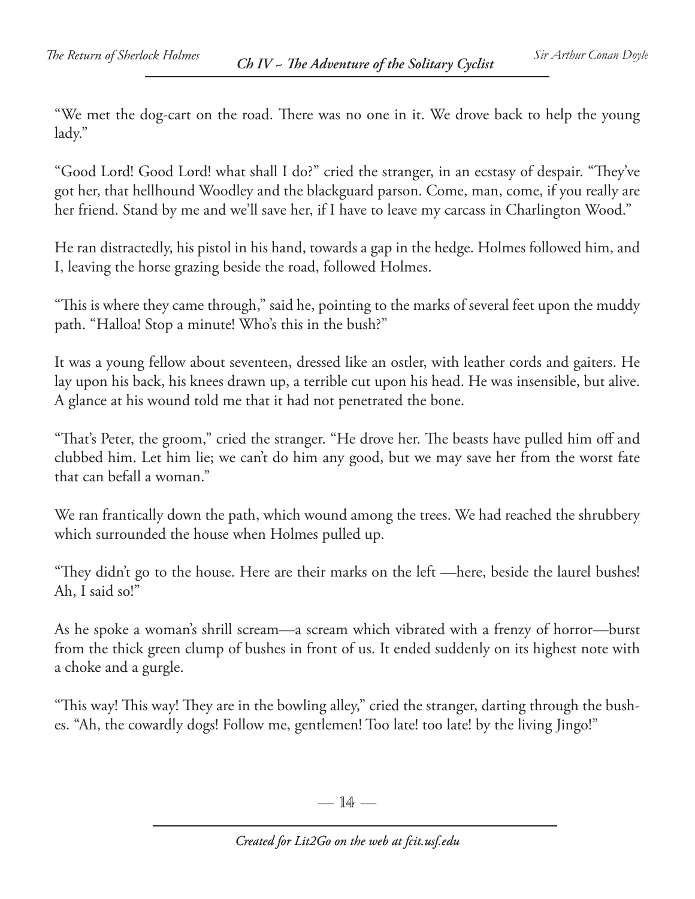"We met the dog-cart on the road. There was no one in it. We drove back to help the young lady."

"Good Lord! Good Lord! what shall I do?" cried the stranger, in an ecstasy of despair. "They've got her, that hellhound Woodley and the blackguard parson. Come, man, come, if you really are her friend. Stand by me and we'll save her, if I have to leave my carcass in Charlington Wood."

He ran distractedly, his pistol in his hand, towards a gap in the hedge. Holmes followed him, and I, leaving the horse grazing beside the road, followed Holmes.

"This is where they came through," said he, pointing to the marks of several feet upon the muddy path. "Halloa! Stop a minute! Who's this in the bush?"

It was a young fellow about seventeen, dressed like an ostler, with leather cords and gaiters. He lay upon his back, his knees drawn up, a terrible cut upon his head. He was insensible, but alive. A glance at his wound told me that it had not penetrated the bone.

"That's Peter, the groom," cried the stranger. "He drove her. The beasts have pulled him off and clubbed him. Let him lie; we can't do him any good, but we may save her from the worst fate that can befall a woman."

We ran frantically down the path, which wound among the trees. We had reached the shrubbery which surrounded the house when Holmes pulled up.

"They didn't go to the house. Here are their marks on the left —here, beside the laurel bushes! Ah, I said so!"

As he spoke a woman's shrill scream—a scream which vibrated with a frenzy of horror—burst from the thick green clump of bushes in front of us. It ended suddenly on its highest note with a choke and a gurgle.

"This way! This way! They are in the bowling alley," cried the stranger, darting through the bushes. "Ah, the cowardly dogs! Follow me, gentlemen! Too late! too late! by the living Jingo!"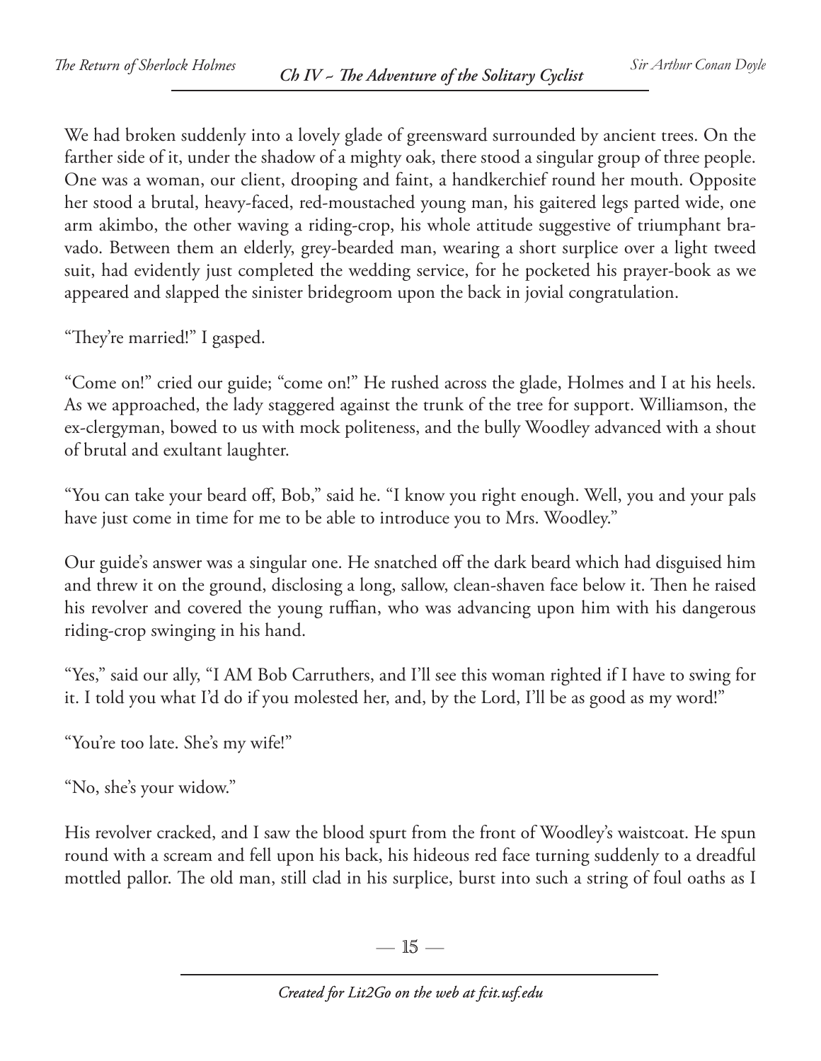We had broken suddenly into a lovely glade of greensward surrounded by ancient trees. On the farther side of it, under the shadow of a mighty oak, there stood a singular group of three people. One was a woman, our client, drooping and faint, a handkerchief round her mouth. Opposite her stood a brutal, heavy-faced, red-moustached young man, his gaitered legs parted wide, one arm akimbo, the other waving a riding-crop, his whole attitude suggestive of triumphant bravado. Between them an elderly, grey-bearded man, wearing a short surplice over a light tweed suit, had evidently just completed the wedding service, for he pocketed his prayer-book as we appeared and slapped the sinister bridegroom upon the back in jovial congratulation.

"They're married!" I gasped.

"Come on!" cried our guide; "come on!" He rushed across the glade, Holmes and I at his heels. As we approached, the lady staggered against the trunk of the tree for support. Williamson, the ex-clergyman, bowed to us with mock politeness, and the bully Woodley advanced with a shout of brutal and exultant laughter.

"You can take your beard off, Bob," said he. "I know you right enough. Well, you and your pals have just come in time for me to be able to introduce you to Mrs. Woodley."

Our guide's answer was a singular one. He snatched off the dark beard which had disguised him and threw it on the ground, disclosing a long, sallow, clean-shaven face below it. Then he raised his revolver and covered the young ruffian, who was advancing upon him with his dangerous riding-crop swinging in his hand.

"Yes," said our ally, "I AM Bob Carruthers, and I'll see this woman righted if I have to swing for it. I told you what I'd do if you molested her, and, by the Lord, I'll be as good as my word!"

"You're too late. She's my wife!"

"No, she's your widow."

His revolver cracked, and I saw the blood spurt from the front of Woodley's waistcoat. He spun round with a scream and fell upon his back, his hideous red face turning suddenly to a dreadful mottled pallor. The old man, still clad in his surplice, burst into such a string of foul oaths as I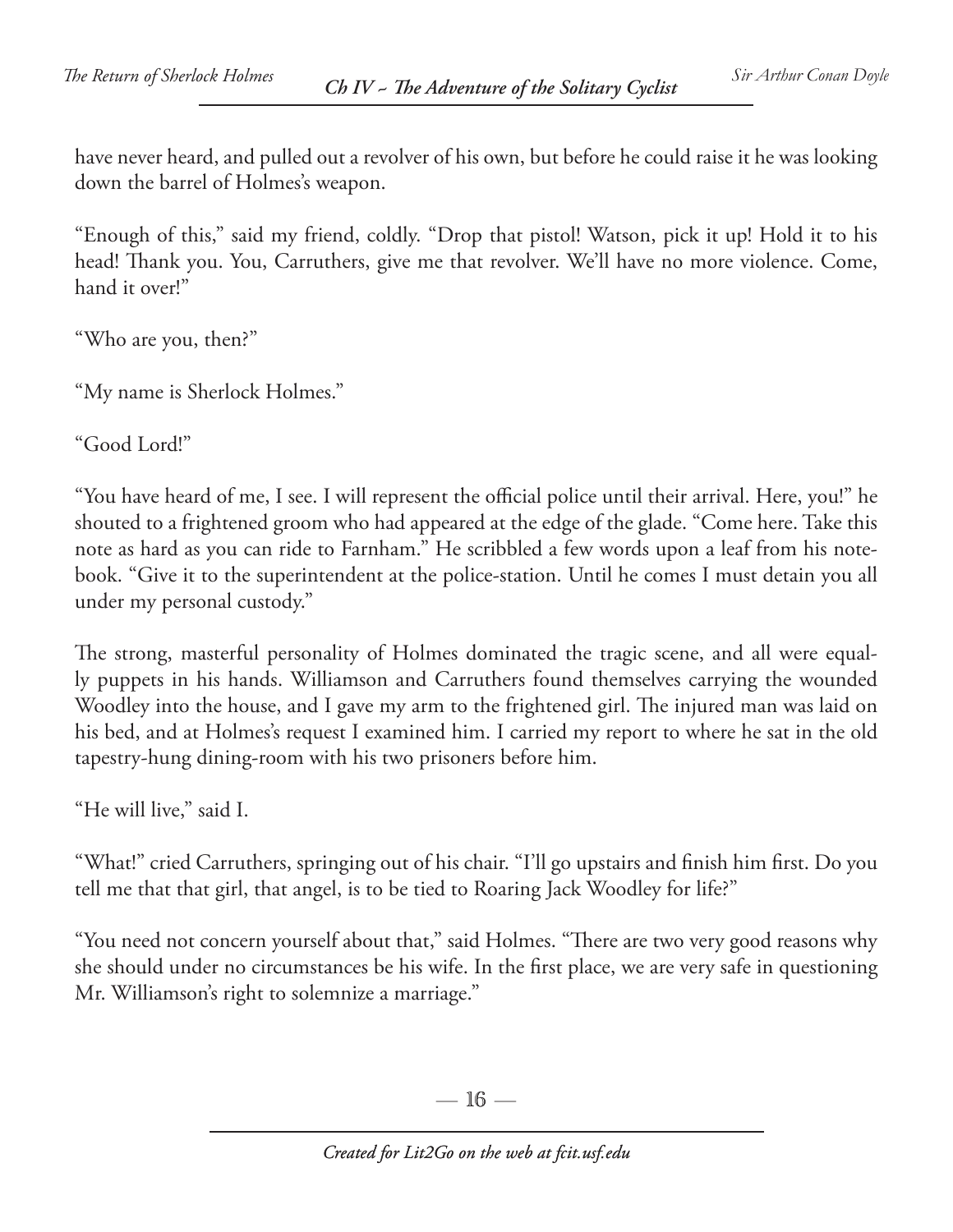have never heard, and pulled out a revolver of his own, but before he could raise it he was looking down the barrel of Holmes's weapon.

"Enough of this," said my friend, coldly. "Drop that pistol! Watson, pick it up! Hold it to his head! Thank you. You, Carruthers, give me that revolver. We'll have no more violence. Come, hand it over!"

"Who are you, then?"

"My name is Sherlock Holmes."

"Good Lord!"

"You have heard of me, I see. I will represent the official police until their arrival. Here, you!" he shouted to a frightened groom who had appeared at the edge of the glade. "Come here. Take this note as hard as you can ride to Farnham." He scribbled a few words upon a leaf from his notebook. "Give it to the superintendent at the police-station. Until he comes I must detain you all under my personal custody."

The strong, masterful personality of Holmes dominated the tragic scene, and all were equally puppets in his hands. Williamson and Carruthers found themselves carrying the wounded Woodley into the house, and I gave my arm to the frightened girl. The injured man was laid on his bed, and at Holmes's request I examined him. I carried my report to where he sat in the old tapestry-hung dining-room with his two prisoners before him.

"He will live," said I.

"What!" cried Carruthers, springing out of his chair. "I'll go upstairs and finish him first. Do you tell me that that girl, that angel, is to be tied to Roaring Jack Woodley for life?"

"You need not concern yourself about that," said Holmes. "There are two very good reasons why she should under no circumstances be his wife. In the first place, we are very safe in questioning Mr. Williamson's right to solemnize a marriage."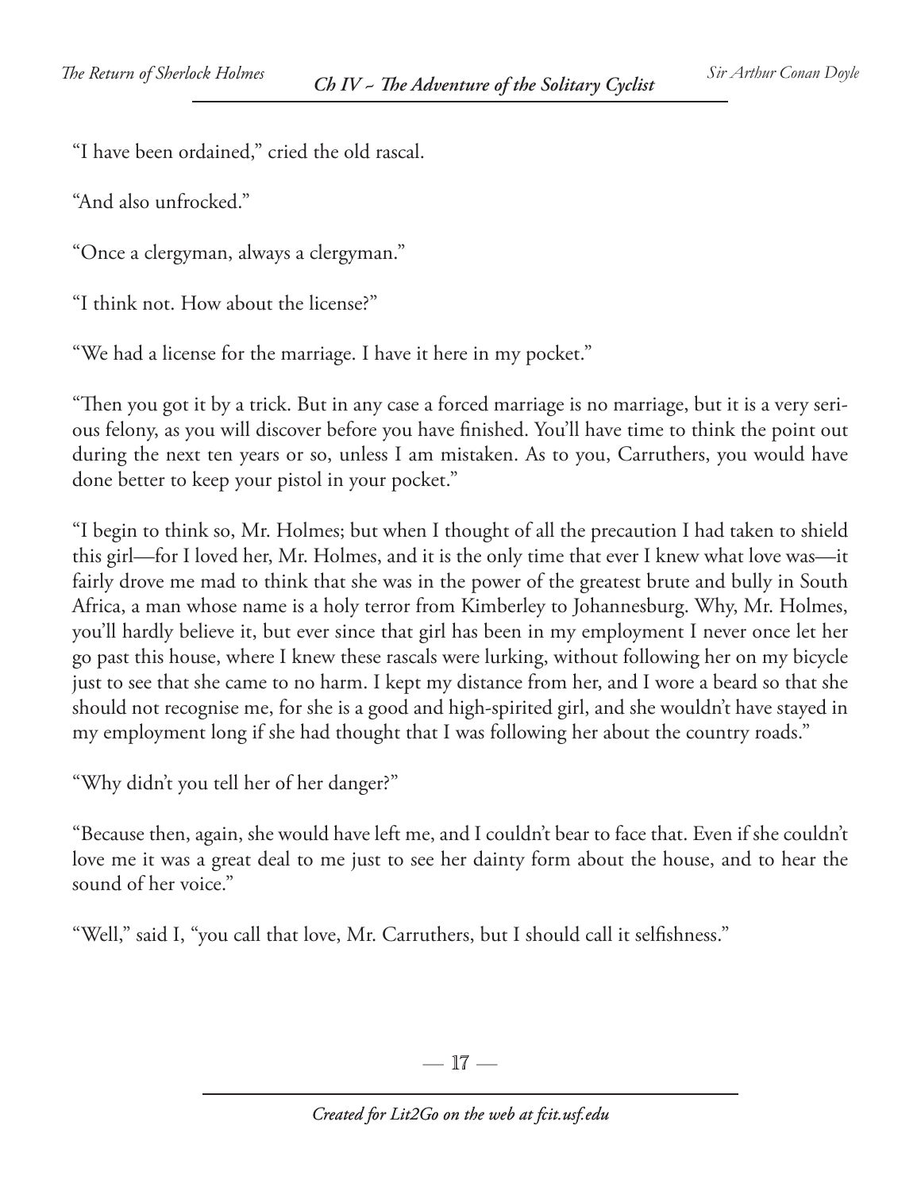"I have been ordained," cried the old rascal.

"And also unfrocked."

"Once a clergyman, always a clergyman."

"I think not. How about the license?"

"We had a license for the marriage. I have it here in my pocket."

"Then you got it by a trick. But in any case a forced marriage is no marriage, but it is a very serious felony, as you will discover before you have finished. You'll have time to think the point out during the next ten years or so, unless I am mistaken. As to you, Carruthers, you would have done better to keep your pistol in your pocket."

"I begin to think so, Mr. Holmes; but when I thought of all the precaution I had taken to shield this girl—for I loved her, Mr. Holmes, and it is the only time that ever I knew what love was—it fairly drove me mad to think that she was in the power of the greatest brute and bully in South Africa, a man whose name is a holy terror from Kimberley to Johannesburg. Why, Mr. Holmes, you'll hardly believe it, but ever since that girl has been in my employment I never once let her go past this house, where I knew these rascals were lurking, without following her on my bicycle just to see that she came to no harm. I kept my distance from her, and I wore a beard so that she should not recognise me, for she is a good and high-spirited girl, and she wouldn't have stayed in my employment long if she had thought that I was following her about the country roads."

"Why didn't you tell her of her danger?"

"Because then, again, she would have left me, and I couldn't bear to face that. Even if she couldn't love me it was a great deal to me just to see her dainty form about the house, and to hear the sound of her voice."

"Well," said I, "you call that love, Mr. Carruthers, but I should call it selfishness."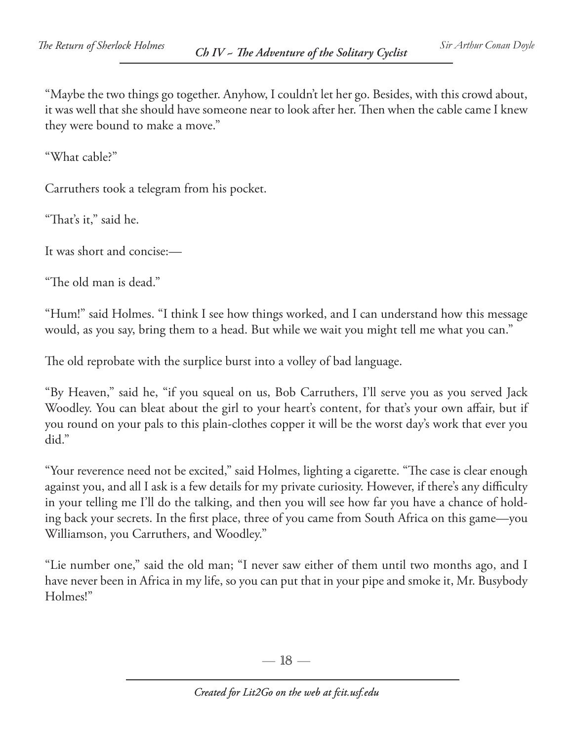"Maybe the two things go together. Anyhow, I couldn't let her go. Besides, with this crowd about, it was well that she should have someone near to look after her. Then when the cable came I knew they were bound to make a move."

"What cable?"

Carruthers took a telegram from his pocket.

"That's it," said he.

It was short and concise:—

"The old man is dead."

"Hum!" said Holmes. "I think I see how things worked, and I can understand how this message would, as you say, bring them to a head. But while we wait you might tell me what you can."

The old reprobate with the surplice burst into a volley of bad language.

"By Heaven," said he, "if you squeal on us, Bob Carruthers, I'll serve you as you served Jack Woodley. You can bleat about the girl to your heart's content, for that's your own affair, but if you round on your pals to this plain-clothes copper it will be the worst day's work that ever you did."

"Your reverence need not be excited," said Holmes, lighting a cigarette. "The case is clear enough against you, and all I ask is a few details for my private curiosity. However, if there's any difficulty in your telling me I'll do the talking, and then you will see how far you have a chance of holding back your secrets. In the first place, three of you came from South Africa on this game—you Williamson, you Carruthers, and Woodley."

"Lie number one," said the old man; "I never saw either of them until two months ago, and I have never been in Africa in my life, so you can put that in your pipe and smoke it, Mr. Busybody Holmes!"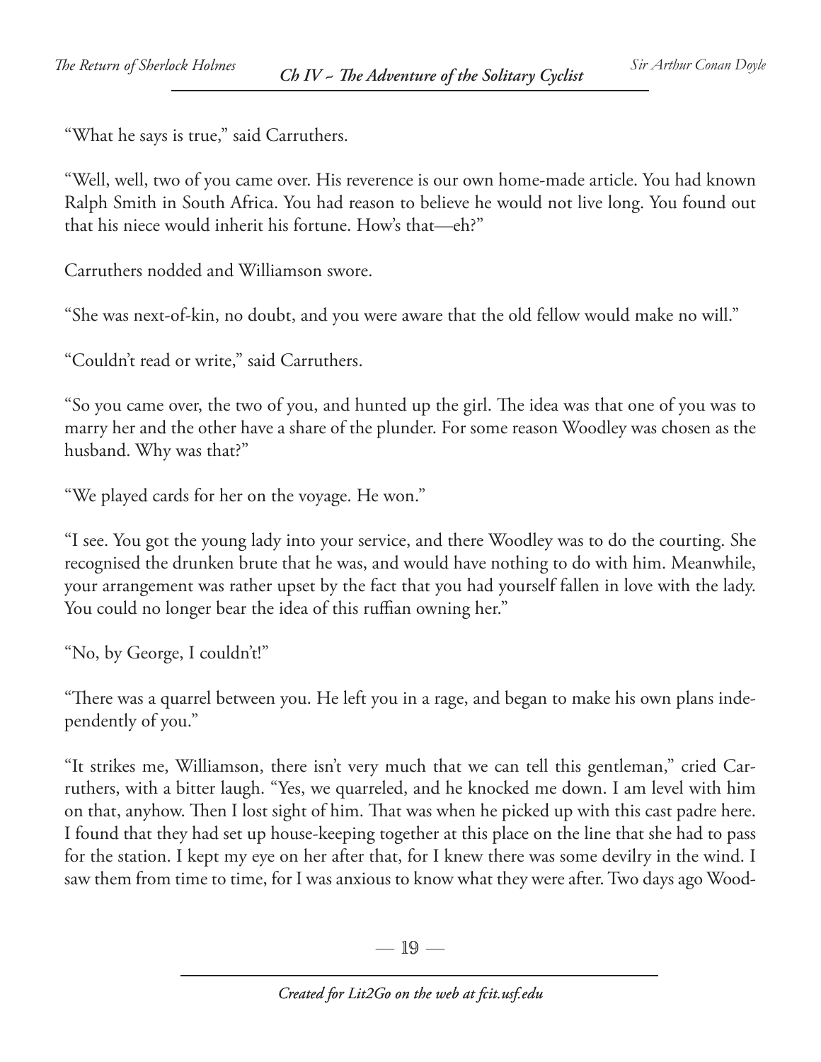"What he says is true," said Carruthers.

"Well, well, two of you came over. His reverence is our own home-made article. You had known Ralph Smith in South Africa. You had reason to believe he would not live long. You found out that his niece would inherit his fortune. How's that—eh?"

Carruthers nodded and Williamson swore.

"She was next-of-kin, no doubt, and you were aware that the old fellow would make no will."

"Couldn't read or write," said Carruthers.

"So you came over, the two of you, and hunted up the girl. The idea was that one of you was to marry her and the other have a share of the plunder. For some reason Woodley was chosen as the husband. Why was that?"

"We played cards for her on the voyage. He won."

"I see. You got the young lady into your service, and there Woodley was to do the courting. She recognised the drunken brute that he was, and would have nothing to do with him. Meanwhile, your arrangement was rather upset by the fact that you had yourself fallen in love with the lady. You could no longer bear the idea of this ruffian owning her."

"No, by George, I couldn't!"

"There was a quarrel between you. He left you in a rage, and began to make his own plans independently of you."

"It strikes me, Williamson, there isn't very much that we can tell this gentleman," cried Carruthers, with a bitter laugh. "Yes, we quarreled, and he knocked me down. I am level with him on that, anyhow. Then I lost sight of him. That was when he picked up with this cast padre here. I found that they had set up house-keeping together at this place on the line that she had to pass for the station. I kept my eye on her after that, for I knew there was some devilry in the wind. I saw them from time to time, for I was anxious to know what they were after. Two days ago Wood-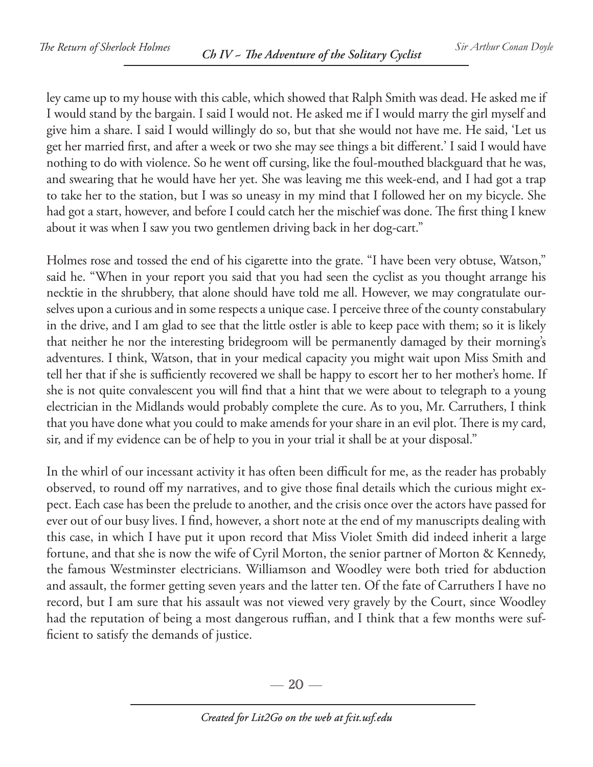ley came up to my house with this cable, which showed that Ralph Smith was dead. He asked me if I would stand by the bargain. I said I would not. He asked me if I would marry the girl myself and give him a share. I said I would willingly do so, but that she would not have me. He said, 'Let us get her married first, and after a week or two she may see things a bit different.' I said I would have nothing to do with violence. So he went off cursing, like the foul-mouthed blackguard that he was, and swearing that he would have her yet. She was leaving me this week-end, and I had got a trap to take her to the station, but I was so uneasy in my mind that I followed her on my bicycle. She had got a start, however, and before I could catch her the mischief was done. The first thing I knew about it was when I saw you two gentlemen driving back in her dog-cart."

Holmes rose and tossed the end of his cigarette into the grate. "I have been very obtuse, Watson," said he. "When in your report you said that you had seen the cyclist as you thought arrange his necktie in the shrubbery, that alone should have told me all. However, we may congratulate ourselves upon a curious and in some respects a unique case. I perceive three of the county constabulary in the drive, and I am glad to see that the little ostler is able to keep pace with them; so it is likely that neither he nor the interesting bridegroom will be permanently damaged by their morning's adventures. I think, Watson, that in your medical capacity you might wait upon Miss Smith and tell her that if she is sufficiently recovered we shall be happy to escort her to her mother's home. If she is not quite convalescent you will find that a hint that we were about to telegraph to a young electrician in the Midlands would probably complete the cure. As to you, Mr. Carruthers, I think that you have done what you could to make amends for your share in an evil plot. There is my card, sir, and if my evidence can be of help to you in your trial it shall be at your disposal."

In the whirl of our incessant activity it has often been difficult for me, as the reader has probably observed, to round off my narratives, and to give those final details which the curious might expect. Each case has been the prelude to another, and the crisis once over the actors have passed for ever out of our busy lives. I find, however, a short note at the end of my manuscripts dealing with this case, in which I have put it upon record that Miss Violet Smith did indeed inherit a large fortune, and that she is now the wife of Cyril Morton, the senior partner of Morton & Kennedy, the famous Westminster electricians. Williamson and Woodley were both tried for abduction and assault, the former getting seven years and the latter ten. Of the fate of Carruthers I have no record, but I am sure that his assault was not viewed very gravely by the Court, since Woodley had the reputation of being a most dangerous ruffian, and I think that a few months were sufficient to satisfy the demands of justice.